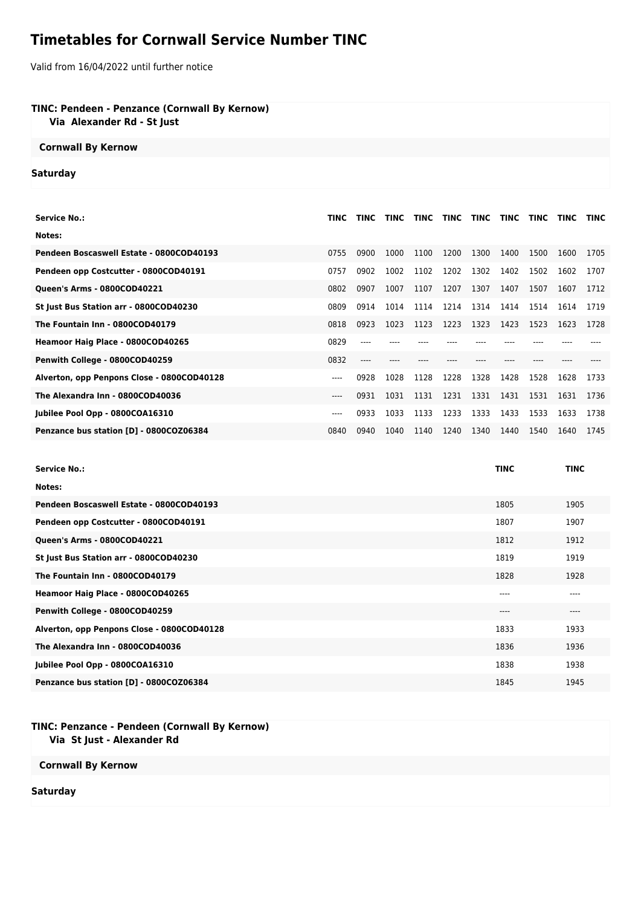# Timetables for Cornwall Service Number TINC

Valid from 16/04/2022 until further notice

### TINC: Pendeen - Penzance (Cornwall By Kernow)
**Via Alexander Rd - St Just**

**Cornwall By Kernow**

**Saturday**

| Service No.: | TINC | TINC | TINC | TINC | TINC | TINC | TINC | TINC | TINC | TINC |
|---|---|---|---|---|---|---|---|---|---|---|
| Notes: | | | | | | | | | | |
| Pendeen Boscaswell Estate - 0800COD40193 | 0755 | 0900 | 1000 | 1100 | 1200 | 1300 | 1400 | 1500 | 1600 | 1705 |
| Pendeen opp Costcutter - 0800COD40191 | 0757 | 0902 | 1002 | 1102 | 1202 | 1302 | 1402 | 1502 | 1602 | 1707 |
| Queen's Arms - 0800COD40221 | 0802 | 0907 | 1007 | 1107 | 1207 | 1307 | 1407 | 1507 | 1607 | 1712 |
| St Just Bus Station arr - 0800COD40230 | 0809 | 0914 | 1014 | 1114 | 1214 | 1314 | 1414 | 1514 | 1614 | 1719 |
| The Fountain Inn - 0800COD40179 | 0818 | 0923 | 1023 | 1123 | 1223 | 1323 | 1423 | 1523 | 1623 | 1728 |
| Heamoor Haig Place - 0800COD40265 | 0829 | ---- | ---- | ---- | ---- | ---- | ---- | ---- | ---- | ---- |
| Penwith College - 0800COD40259 | 0832 | ---- | ---- | ---- | ---- | ---- | ---- | ---- | ---- | ---- |
| Alverton, opp Penpons Close - 0800COD40128 | ---- | 0928 | 1028 | 1128 | 1228 | 1328 | 1428 | 1528 | 1628 | 1733 |
| The Alexandra Inn - 0800COD40036 | ---- | 0931 | 1031 | 1131 | 1231 | 1331 | 1431 | 1531 | 1631 | 1736 |
| Jubilee Pool Opp - 0800COA16310 | ---- | 0933 | 1033 | 1133 | 1233 | 1333 | 1433 | 1533 | 1633 | 1738 |
| Penzance bus station [D] - 0800COZ06384 | 0840 | 0940 | 1040 | 1140 | 1240 | 1340 | 1440 | 1540 | 1640 | 1745 |

| Service No.: | TINC | TINC |
|---|---|---|
| Notes: | | |
| Pendeen Boscaswell Estate - 0800COD40193 | 1805 | 1905 |
| Pendeen opp Costcutter - 0800COD40191 | 1807 | 1907 |
| Queen's Arms - 0800COD40221 | 1812 | 1912 |
| St Just Bus Station arr - 0800COD40230 | 1819 | 1919 |
| The Fountain Inn - 0800COD40179 | 1828 | 1928 |
| Heamoor Haig Place - 0800COD40265 | ---- | ---- |
| Penwith College - 0800COD40259 | ---- | ---- |
| Alverton, opp Penpons Close - 0800COD40128 | 1833 | 1933 |
| The Alexandra Inn - 0800COD40036 | 1836 | 1936 |
| Jubilee Pool Opp - 0800COA16310 | 1838 | 1938 |
| Penzance bus station [D] - 0800COZ06384 | 1845 | 1945 |

### TINC: Penzance - Pendeen (Cornwall By Kernow)
**Via St Just - Alexander Rd**

**Cornwall By Kernow**

**Saturday**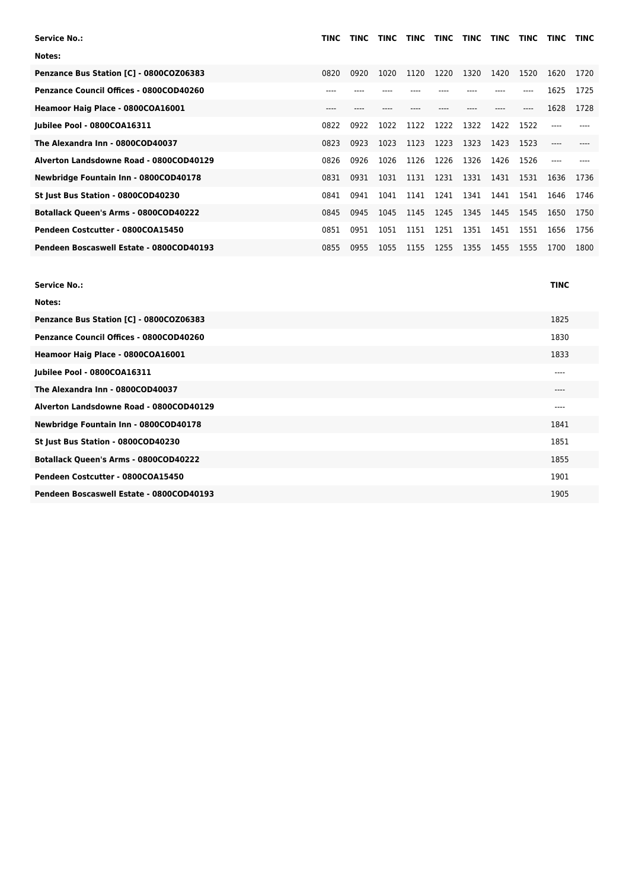| Service No.: | TINC | TINC | TINC | TINC | TINC | TINC | TINC | TINC | TINC | TINC |
|---|---|---|---|---|---|---|---|---|---|---|
| Notes: | | | | | | | | | | |
| Penzance Bus Station [C] - 0800COZ06383 | 0820 | 0920 | 1020 | 1120 | 1220 | 1320 | 1420 | 1520 | 1620 | 1720 |
| Penzance Council Offices - 0800COD40260 | ---- | ---- | ---- | ---- | ---- | ---- | ---- | ---- | 1625 | 1725 |
| Heamoor Haig Place - 0800COA16001 | ---- | ---- | ---- | ---- | ---- | ---- | ---- | ---- | 1628 | 1728 |
| Jubilee Pool - 0800COA16311 | 0822 | 0922 | 1022 | 1122 | 1222 | 1322 | 1422 | 1522 | ---- | ---- |
| The Alexandra Inn - 0800COD40037 | 0823 | 0923 | 1023 | 1123 | 1223 | 1323 | 1423 | 1523 | ---- | ---- |
| Alverton Landsdowne Road - 0800COD40129 | 0826 | 0926 | 1026 | 1126 | 1226 | 1326 | 1426 | 1526 | ---- | ---- |
| Newbridge Fountain Inn - 0800COD40178 | 0831 | 0931 | 1031 | 1131 | 1231 | 1331 | 1431 | 1531 | 1636 | 1736 |
| St Just Bus Station - 0800COD40230 | 0841 | 0941 | 1041 | 1141 | 1241 | 1341 | 1441 | 1541 | 1646 | 1746 |
| Botallack Queen's Arms - 0800COD40222 | 0845 | 0945 | 1045 | 1145 | 1245 | 1345 | 1445 | 1545 | 1650 | 1750 |
| Pendeen Costcutter - 0800COA15450 | 0851 | 0951 | 1051 | 1151 | 1251 | 1351 | 1451 | 1551 | 1656 | 1756 |
| Pendeen Boscaswell Estate - 0800COD40193 | 0855 | 0955 | 1055 | 1155 | 1255 | 1355 | 1455 | 1555 | 1700 | 1800 |

| Service No.: | TINC |
|---|---|
| Notes: | |
| Penzance Bus Station [C] - 0800COZ06383 | 1825 |
| Penzance Council Offices - 0800COD40260 | 1830 |
| Heamoor Haig Place - 0800COA16001 | 1833 |
| Jubilee Pool - 0800COA16311 | ---- |
| The Alexandra Inn - 0800COD40037 | ---- |
| Alverton Landsdowne Road - 0800COD40129 | ---- |
| Newbridge Fountain Inn - 0800COD40178 | 1841 |
| St Just Bus Station - 0800COD40230 | 1851 |
| Botallack Queen's Arms - 0800COD40222 | 1855 |
| Pendeen Costcutter - 0800COA15450 | 1901 |
| Pendeen Boscaswell Estate - 0800COD40193 | 1905 |